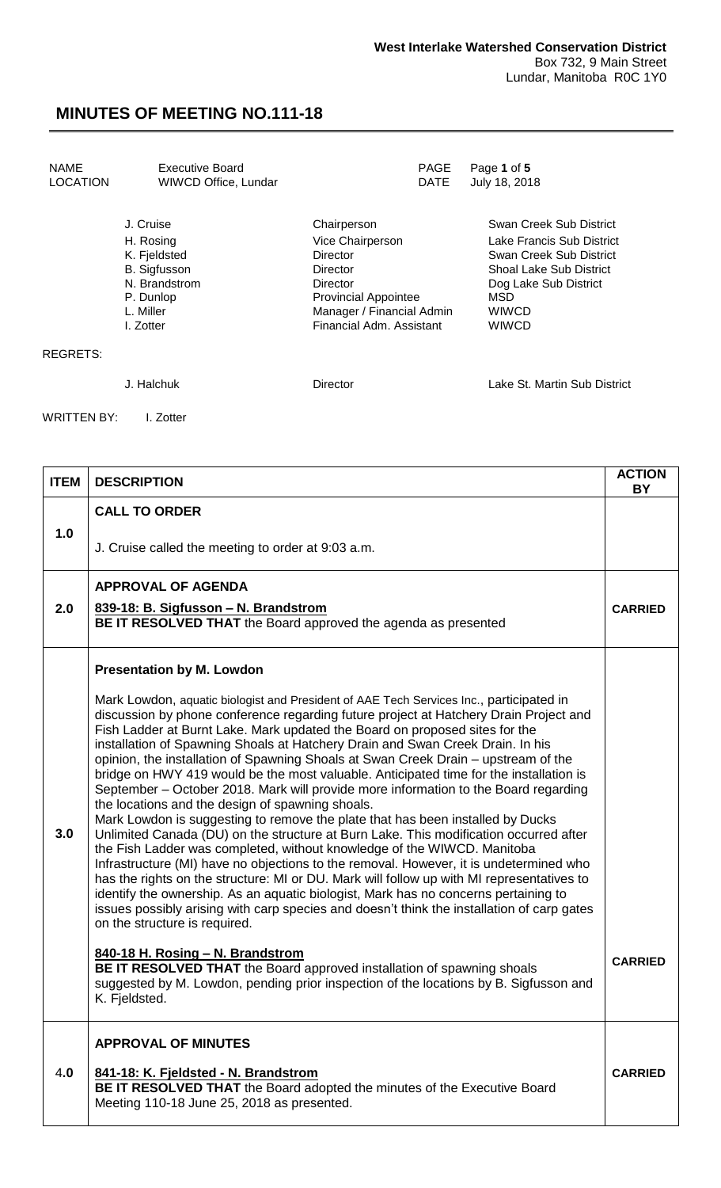**West Interlake Watershed Conservation District**
Box 732, 9 Main Street
Lundar, Manitoba R0C 1Y0

# MINUTES OF MEETING NO.111-18

| | | | |
|---|---|---|---|
| NAME | Executive Board | PAGE | Page **1** of **5** |
| LOCATION | WIWCD Office, Lundar | DATE | July 18, 2018 |

| | | |
|---|---|---|
| J. Cruise | Chairperson | Swan Creek Sub District |
| H. Rosing | Vice Chairperson | Lake Francis Sub District |
| K. Fjeldsted | Director | Swan Creek Sub District |
| B. Sigfusson | Director | Shoal Lake Sub District |
| N. Brandstrom | Director | Dog Lake Sub District |
| P. Dunlop | Provincial Appointee | MSD |
| L. Miller | Manager / Financial Admin | WIWCD |
| I. Zotter | Financial Adm. Assistant | WIWCD |

REGRETS:

| | | |
|---|---|---|
| J. Halchuk | Director | Lake St. Martin Sub District |

WRITTEN BY: I. Zotter

| ITEM | DESCRIPTION | ACTION BY |
|---|---|---|
| 1.0 | **CALL TO ORDER**<br><br>J. Cruise called the meeting to order at 9:03 a.m. | |
| 2.0 | **APPROVAL OF AGENDA**<br><br>**839-18: B. Sigfusson – N. Brandstrom**<br>**BE IT RESOLVED THAT** the Board approved the agenda as presented | **CARRIED** |
| 3.0 | **Presentation by M. Lowdon**<br><br>Mark Lowdon, aquatic biologist and President of AAE Tech Services Inc., participated in discussion by phone conference regarding future project at Hatchery Drain Project and Fish Ladder at Burnt Lake. Mark updated the Board on proposed sites for the installation of Spawning Shoals at Hatchery Drain and Swan Creek Drain. In his opinion, the installation of Spawning Shoals at Swan Creek Drain – upstream of the bridge on HWY 419 would be the most valuable. Anticipated time for the installation is September – October 2018. Mark will provide more information to the Board regarding the locations and the design of spawning shoals.<br>Mark Lowdon is suggesting to remove the plate that has been installed by Ducks Unlimited Canada (DU) on the structure at Burn Lake. This modification occurred after the Fish Ladder was completed, without knowledge of the WIWCD. Manitoba Infrastructure (MI) have no objections to the removal. However, it is undetermined who has the rights on the structure: MI or DU. Mark will follow up with MI representatives to identify the ownership. As an aquatic biologist, Mark has no concerns pertaining to issues possibly arising with carp species and doesn't think the installation of carp gates on the structure is required.<br><br>**840-18 H. Rosing – N. Brandstrom**<br>**BE IT RESOLVED THAT** the Board approved installation of spawning shoals suggested by M. Lowdon, pending prior inspection of the locations by B. Sigfusson and K. Fjeldsted. | **CARRIED** |
| 4.0 | **APPROVAL OF MINUTES**<br><br>**841-18: K. Fjeldsted - N. Brandstrom**<br>**BE IT RESOLVED THAT** the Board adopted the minutes of the Executive Board Meeting 110-18 June 25, 2018 as presented. | **CARRIED** |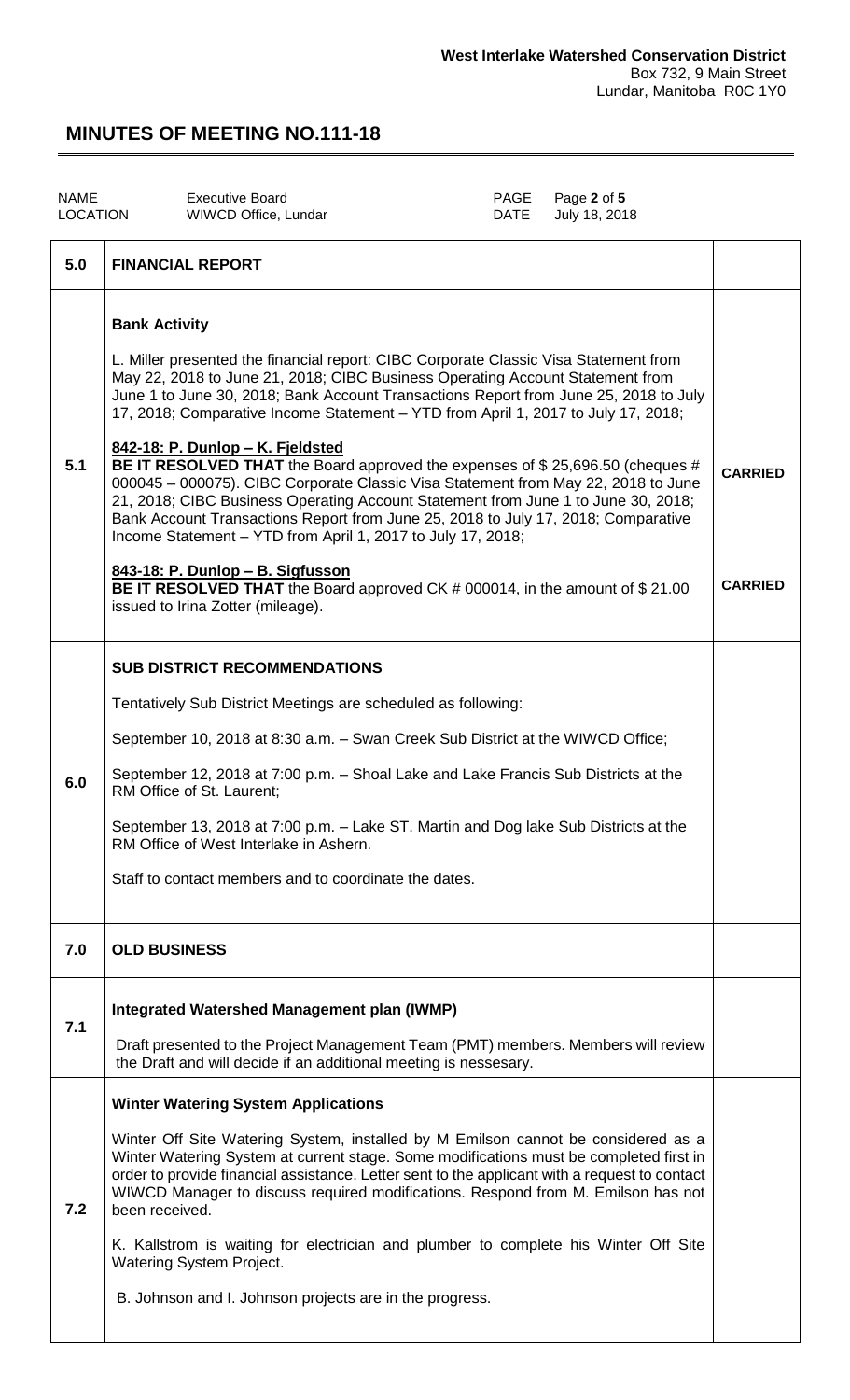**West Interlake Watershed Conservation District**
Box 732, 9 Main Street
Lundar, Manitoba R0C 1Y0

# MINUTES OF MEETING NO.111-18

| NAME | Executive Board | PAGE | Page **2** of **5** |
|---|---|---|---|
| LOCATION | WIWCD Office, Lundar | DATE | July 18, 2018 |

| | | |
|---|---|---|
| **5.0** | **FINANCIAL REPORT** | |
| **5.1** | **Bank Activity**<br><br>L. Miller presented the financial report: CIBC Corporate Classic Visa Statement from May 22, 2018 to June 21, 2018; CIBC Business Operating Account Statement from June 1 to June 30, 2018; Bank Account Transactions Report from June 25, 2018 to July 17, 2018; Comparative Income Statement – YTD from April 1, 2017 to July 17, 2018;<br><br>**842-18: P. Dunlop – K. Fjeldsted**<br>**BE IT RESOLVED THAT** the Board approved the expenses of $ 25,696.50 (cheques # 000045 – 000075). CIBC Corporate Classic Visa Statement from May 22, 2018 to June 21, 2018; CIBC Business Operating Account Statement from June 1 to June 30, 2018; Bank Account Transactions Report from June 25, 2018 to July 17, 2018; Comparative Income Statement – YTD from April 1, 2017 to July 17, 2018;<br><br>**843-18: P. Dunlop – B. Sigfusson**<br>**BE IT RESOLVED THAT** the Board approved CK # 000014, in the amount of $ 21.00 issued to Irina Zotter (mileage). | **CARRIED**<br><br>**CARRIED** |
| **6.0** | **SUB DISTRICT RECOMMENDATIONS**<br><br>Tentatively Sub District Meetings are scheduled as following:<br><br>September 10, 2018 at 8:30 a.m. – Swan Creek Sub District at the WIWCD Office;<br><br>September 12, 2018 at 7:00 p.m. – Shoal Lake and Lake Francis Sub Districts at the RM Office of St. Laurent;<br><br>September 13, 2018 at 7:00 p.m. – Lake ST. Martin and Dog lake Sub Districts at the RM Office of West Interlake in Ashern.<br><br>Staff to contact members and to coordinate the dates. | |
| **7.0** | **OLD BUSINESS** | |
| **7.1** | **Integrated Watershed Management plan (IWMP)**<br><br>Draft presented to the Project Management Team (PMT) members. Members will review the Draft and will decide if an additional meeting is nessesary. | |
| **7.2** | **Winter Watering System Applications**<br><br>Winter Off Site Watering System, installed by M Emilson cannot be considered as a Winter Watering System at current stage. Some modifications must be completed first in order to provide financial assistance. Letter sent to the applicant with a request to contact WIWCD Manager to discuss required modifications. Respond from M. Emilson has not been received.<br><br>K. Kallstrom is waiting for electrician and plumber to complete his Winter Off Site Watering System Project.<br><br>B. Johnson and I. Johnson projects are in the progress. | |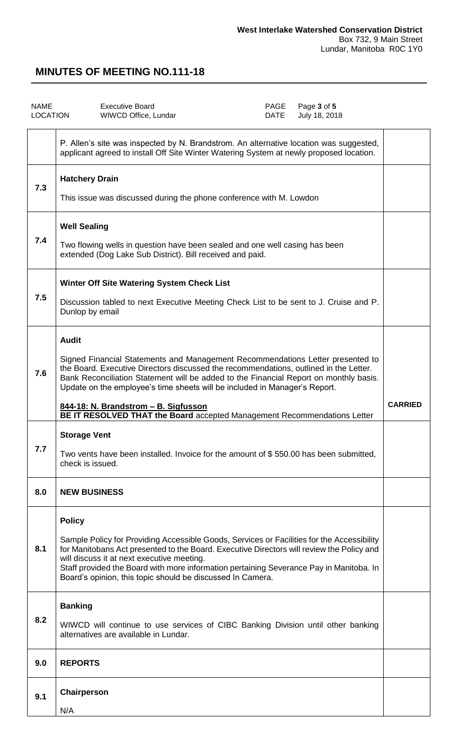**West Interlake Watershed Conservation District**
Box 732, 9 Main Street
Lundar, Manitoba R0C 1Y0

# MINUTES OF MEETING NO.111-18

| NAME | Executive Board | PAGE | Page **3** of **5** |
|---|---|---|---|
| LOCATION | WIWCD Office, Lundar | DATE | July 18, 2018 |

| | | |
|---|---|---|
| | P. Allen's site was inspected by N. Brandstrom. An alternative location was suggested, applicant agreed to install Off Site Winter Watering System at newly proposed location. | |
| 7.3 | **Hatchery Drain**<br><br>This issue was discussed during the phone conference with M. Lowdon | |
| 7.4 | **Well Sealing**<br><br>Two flowing wells in question have been sealed and one well casing has been extended (Dog Lake Sub District). Bill received and paid. | |
| 7.5 | **Winter Off Site Watering System Check List**<br><br>Discussion tabled to next Executive Meeting Check List to be sent to J. Cruise and P. Dunlop by email | |
| 7.6 | **Audit**<br><br>Signed Financial Statements and Management Recommendations Letter presented to the Board. Executive Directors discussed the recommendations, outlined in the Letter. Bank Reconciliation Statement will be added to the Financial Report on monthly basis. Update on the employee's time sheets will be included in Manager's Report.<br><br>**844-18: N. Brandstrom – B. Sigfusson**<br>**BE IT RESOLVED THAT the Board** accepted Management Recommendations Letter | **CARRIED** |
| 7.7 | **Storage Vent**<br><br>Two vents have been installed. Invoice for the amount of $ 550.00 has been submitted, check is issued. | |
| 8.0 | **NEW BUSINESS** | |
| 8.1 | **Policy**<br><br>Sample Policy for Providing Accessible Goods, Services or Facilities for the Accessibility for Manitobans Act presented to the Board. Executive Directors will review the Policy and will discuss it at next executive meeting.<br>Staff provided the Board with more information pertaining Severance Pay in Manitoba. In Board's opinion, this topic should be discussed In Camera. | |
| 8.2 | **Banking**<br><br>WIWCD will continue to use services of CIBC Banking Division until other banking alternatives are available in Lundar. | |
| 9.0 | **REPORTS** | |
| 9.1 | **Chairperson**<br><br>N/A | |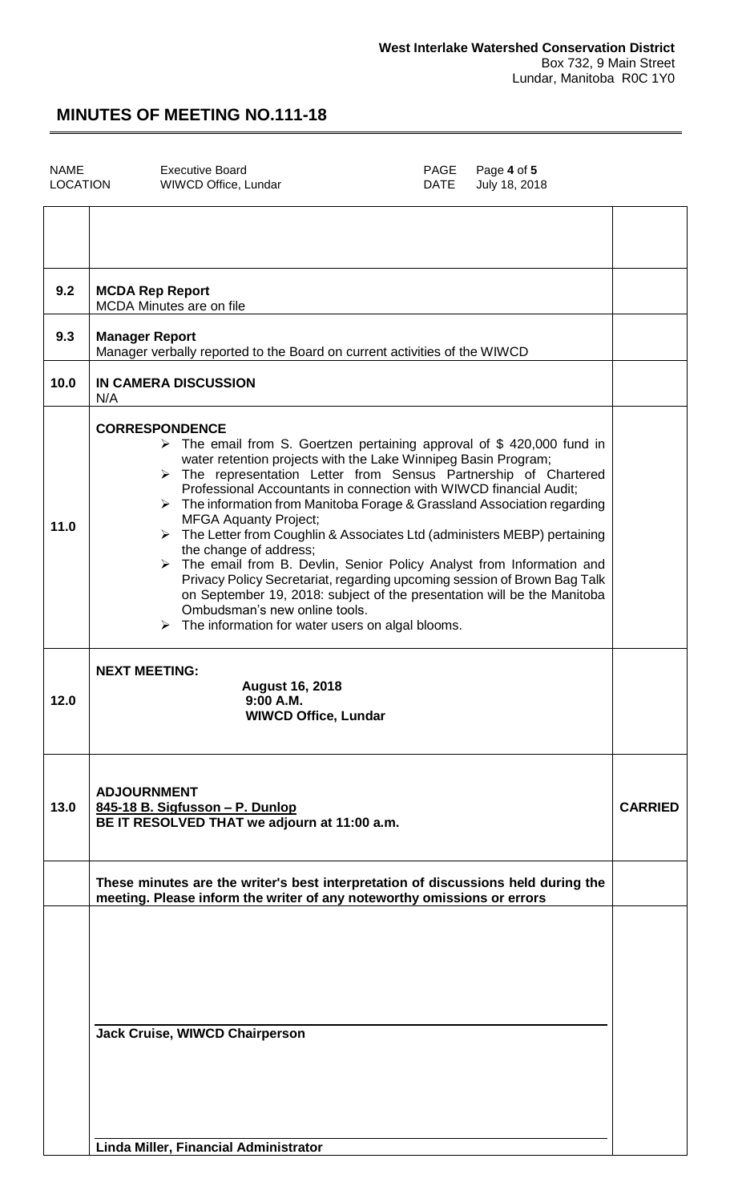**West Interlake Watershed Conservation District**
Box 732, 9 Main Street
Lundar, Manitoba R0C 1Y0

# MINUTES OF MEETING NO.111-18

| NAME | Executive Board | PAGE | Page **4** of **5** |
|---|---|---|---|
| LOCATION | WIWCD Office, Lundar | DATE | July 18, 2018 |

| | | |
|---|---|---|
| | | |
| 9.2 | **MCDA Rep Report**<br>MCDA Minutes are on file | |
| 9.3 | **Manager Report**<br>Manager verbally reported to the Board on current activities of the WIWCD | |
| 10.0 | **IN CAMERA DISCUSSION**<br>N/A | |
| 11.0 | **CORRESPONDENCE**<br>➢ The email from S. Goertzen pertaining approval of $ 420,000 fund in water retention projects with the Lake Winnipeg Basin Program;<br>➢ The representation Letter from Sensus Partnership of Chartered Professional Accountants in connection with WIWCD financial Audit;<br>➢ The information from Manitoba Forage & Grassland Association regarding MFGA Aquanty Project;<br>➢ The Letter from Coughlin & Associates Ltd (administers MEBP) pertaining the change of address;<br>➢ The email from B. Devlin, Senior Policy Analyst from Information and Privacy Policy Secretariat, regarding upcoming session of Brown Bag Talk on September 19, 2018: subject of the presentation will be the Manitoba Ombudsman's new online tools.<br>➢ The information for water users on algal blooms. | |
| 12.0 | **NEXT MEETING:**<br>**August 16, 2018**<br>**9:00 A.M.**<br>**WIWCD Office, Lundar** | |
| 13.0 | **ADJOURNMENT**<br>**845-18 B. Sigfusson – P. Dunlop**<br>**BE IT RESOLVED THAT we adjourn at 11:00 a.m.** | **CARRIED** |
| | **These minutes are the writer's best interpretation of discussions held during the meeting. Please inform the writer of any noteworthy omissions or errors** | |
| | **Jack Cruise, WIWCD Chairperson**<br><br>**Linda Miller, Financial Administrator** | |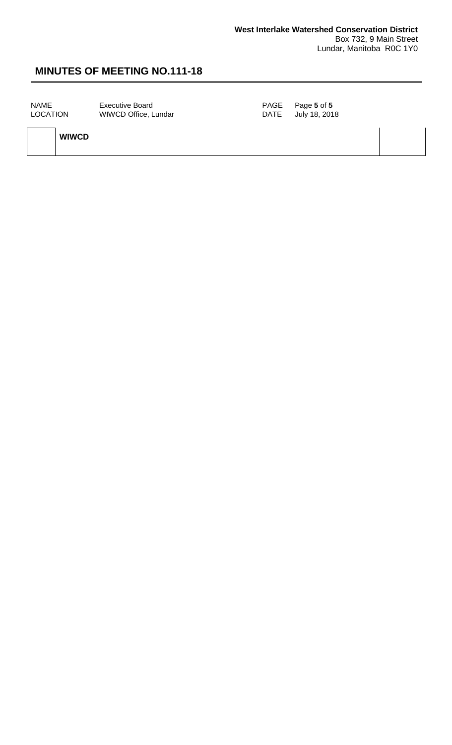| | | |
|---|---|---|
| | **WIWCD** | |